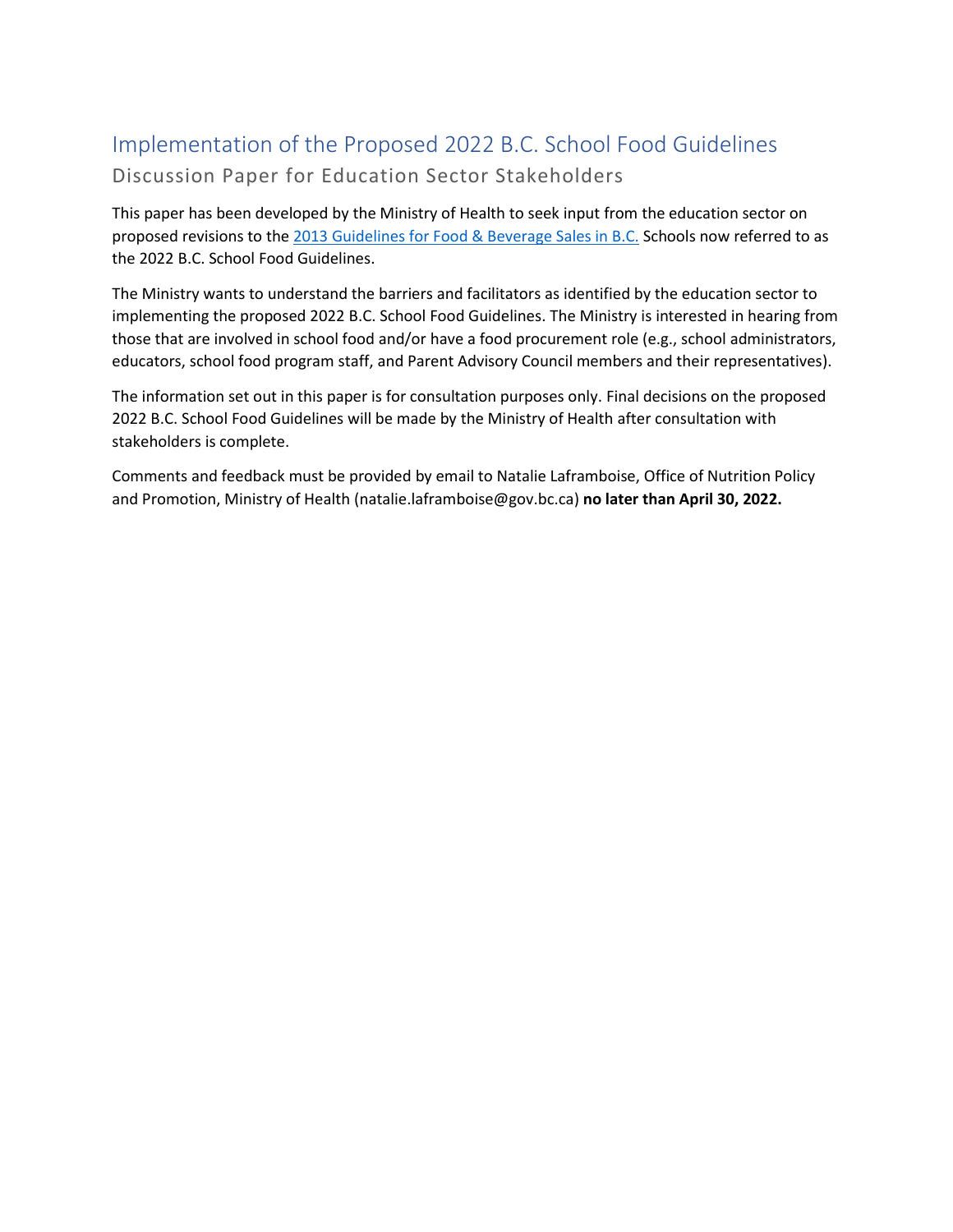# Implementation of the Proposed 2022 B.C. School Food Guidelines

## Discussion Paper for Education Sector Stakeholders

This paper has been developed by the Ministry of Health to seek input from the education sector on proposed revisions to the 2013 Guidelines for Food & Beverage Sales in B.C. Schools now referred to as the 2022 B.C. School Food Guidelines.

The Ministry wants to understand the barriers and facilitators as identified by the education sector to implementing the proposed 2022 B.C. School Food Guidelines. The Ministry is interested in hearing from those that are involved in school food and/or have a food procurement role (e.g., school administrators, educators, school food program staff, and Parent Advisory Council members and their representatives).

The information set out in this paper is for consultation purposes only. Final decisions on the proposed 2022 B.C. School Food Guidelines will be made by the Ministry of Health after consultation with stakeholders is complete.

Comments and feedback must be provided by email to Natalie Laframboise, Office of Nutrition Policy and Promotion, Ministry of Health (natalie.laframboise@gov.bc.ca) **no later than April 30, 2022.**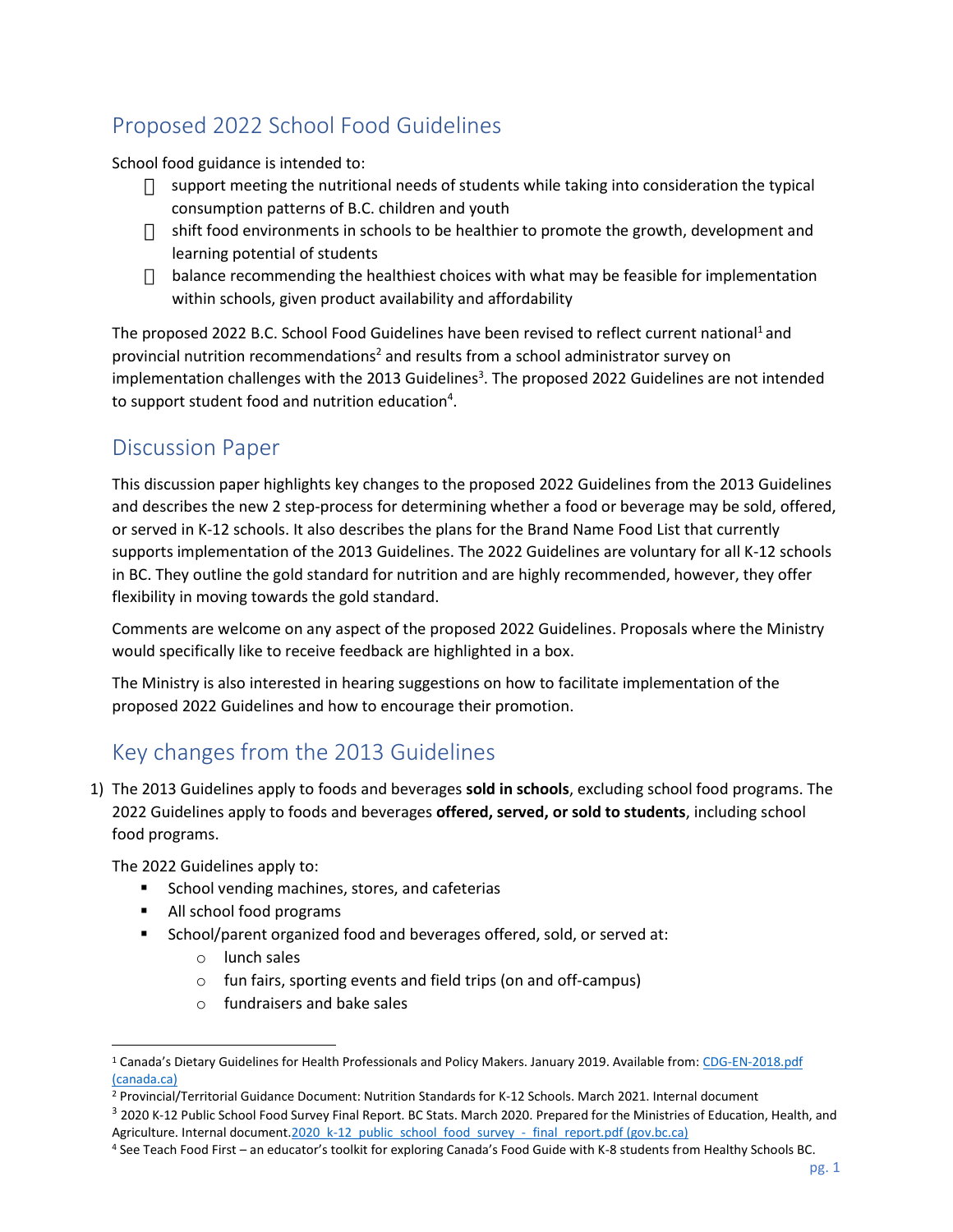## Proposed 2022 School Food Guidelines

School food guidance is intended to:

- support meeting the nutritional needs of students while taking into consideration the typical consumption patterns of B.C. children and youth
- shift food environments in schools to be healthier to promote the growth, development and learning potential of students
- balance recommending the healthiest choices with what may be feasible for implementation within schools, given product availability and affordability

The proposed 2022 B.C. School Food Guidelines have been revised to reflect current national[1] and provincial nutrition recommendations[2] and results from a school administrator survey on implementation challenges with the 2013 Guidelines[3]. The proposed 2022 Guidelines are not intended to support student food and nutrition education[4].

## Discussion Paper

This discussion paper highlights key changes to the proposed 2022 Guidelines from the 2013 Guidelines and describes the new 2 step-process for determining whether a food or beverage may be sold, offered, or served in K-12 schools. It also describes the plans for the Brand Name Food List that currently supports implementation of the 2013 Guidelines. The 2022 Guidelines are voluntary for all K-12 schools in BC. They outline the gold standard for nutrition and are highly recommended, however, they offer flexibility in moving towards the gold standard.

Comments are welcome on any aspect of the proposed 2022 Guidelines. Proposals where the Ministry would specifically like to receive feedback are highlighted in a box.

The Ministry is also interested in hearing suggestions on how to facilitate implementation of the proposed 2022 Guidelines and how to encourage their promotion.

## Key changes from the 2013 Guidelines

1) The 2013 Guidelines apply to foods and beverages **sold in schools**, excluding school food programs. The 2022 Guidelines apply to foods and beverages **offered, served, or sold to students**, including school food programs.

   The 2022 Guidelines apply to:
   - School vending machines, stores, and cafeterias
   - All school food programs
   - School/parent organized food and beverages offered, sold, or served at:
     - lunch sales
     - fun fairs, sporting events and field trips (on and off-campus)
     - fundraisers and bake sales

---

[1] Canada's Dietary Guidelines for Health Professionals and Policy Makers. January 2019. Available from: CDG-EN-2018.pdf (canada.ca)

[2] Provincial/Territorial Guidance Document: Nutrition Standards for K-12 Schools. March 2021. Internal document

[3] 2020 K-12 Public School Food Survey Final Report. BC Stats. March 2020. Prepared for the Ministries of Education, Health, and Agriculture. Internal document. 2020_k-12_public_school_food_survey_-_final_report.pdf (gov.bc.ca)

[4] See Teach Food First – an educator's toolkit for exploring Canada's Food Guide with K-8 students from Healthy Schools BC.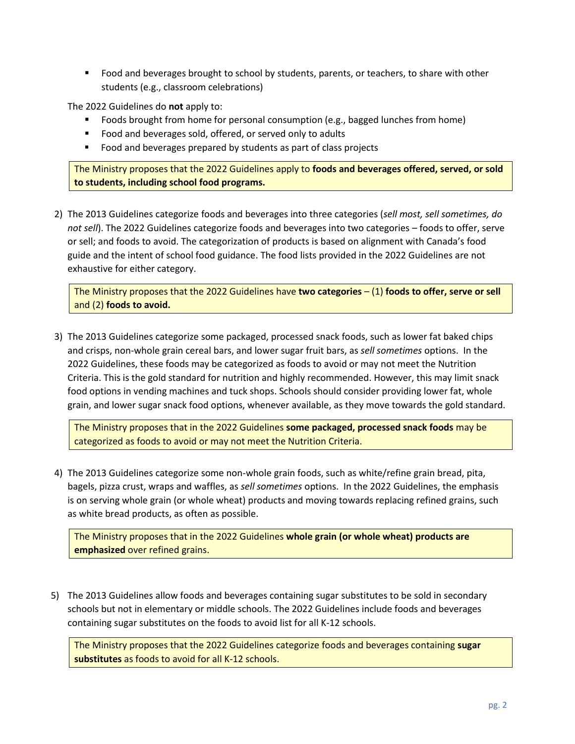- Food and beverages brought to school by students, parents, or teachers, to share with other students (e.g., classroom celebrations)

The 2022 Guidelines do **not** apply to:

- Foods brought from home for personal consumption (e.g., bagged lunches from home)
- Food and beverages sold, offered, or served only to adults
- Food and beverages prepared by students as part of class projects

> The Ministry proposes that the 2022 Guidelines apply to **foods and beverages offered, served, or sold to students, including school food programs.**

2) The 2013 Guidelines categorize foods and beverages into three categories (*sell most, sell sometimes, do not sell*). The 2022 Guidelines categorize foods and beverages into two categories – foods to offer, serve or sell; and foods to avoid. The categorization of products is based on alignment with Canada's food guide and the intent of school food guidance. The food lists provided in the 2022 Guidelines are not exhaustive for either category.

> The Ministry proposes that the 2022 Guidelines have **two categories** – (1) **foods to offer, serve or sell** and (2) **foods to avoid.**

3) The 2013 Guidelines categorize some packaged, processed snack foods, such as lower fat baked chips and crisps, non-whole grain cereal bars, and lower sugar fruit bars, as *sell sometimes* options. In the 2022 Guidelines, these foods may be categorized as foods to avoid or may not meet the Nutrition Criteria. This is the gold standard for nutrition and highly recommended. However, this may limit snack food options in vending machines and tuck shops. Schools should consider providing lower fat, whole grain, and lower sugar snack food options, whenever available, as they move towards the gold standard.

> The Ministry proposes that in the 2022 Guidelines **some packaged, processed snack foods** may be categorized as foods to avoid or may not meet the Nutrition Criteria.

4) The 2013 Guidelines categorize some non-whole grain foods, such as white/refine grain bread, pita, bagels, pizza crust, wraps and waffles, as *sell sometimes* options. In the 2022 Guidelines, the emphasis is on serving whole grain (or whole wheat) products and moving towards replacing refined grains, such as white bread products, as often as possible.

> The Ministry proposes that in the 2022 Guidelines **whole grain (or whole wheat) products are emphasized** over refined grains.

5) The 2013 Guidelines allow foods and beverages containing sugar substitutes to be sold in secondary schools but not in elementary or middle schools. The 2022 Guidelines include foods and beverages containing sugar substitutes on the foods to avoid list for all K-12 schools.

> The Ministry proposes that the 2022 Guidelines categorize foods and beverages containing **sugar substitutes** as foods to avoid for all K-12 schools.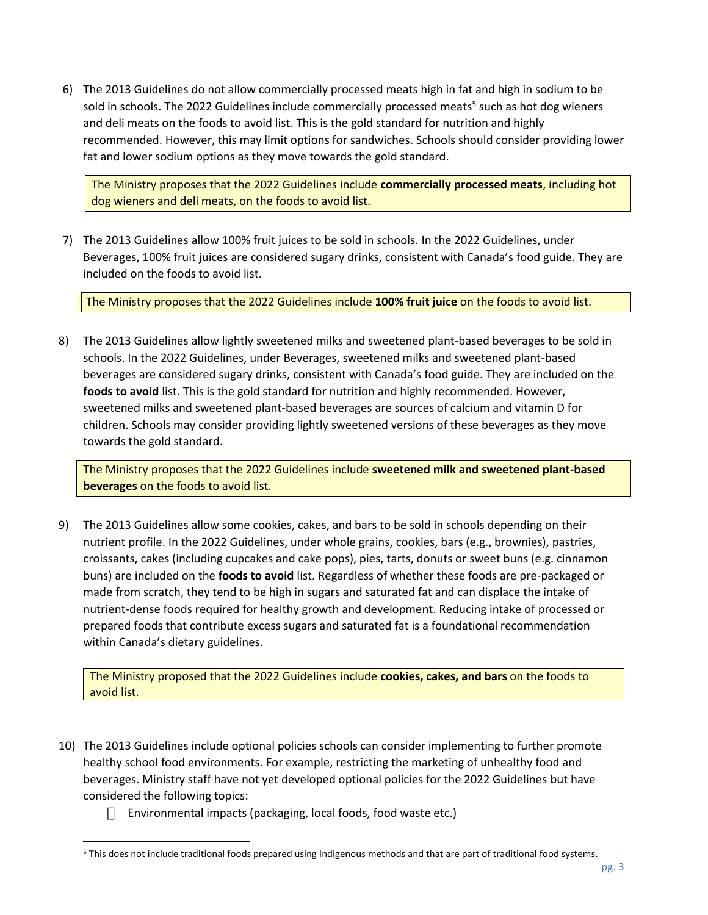6) The 2013 Guidelines do not allow commercially processed meats high in fat and high in sodium to be sold in schools. The 2022 Guidelines include commercially processed meats[5] such as hot dog wieners and deli meats on the foods to avoid list. This is the gold standard for nutrition and highly recommended. However, this may limit options for sandwiches. Schools should consider providing lower fat and lower sodium options as they move towards the gold standard.

> The Ministry proposes that the 2022 Guidelines include **commercially processed meats**, including hot dog wieners and deli meats, on the foods to avoid list.

7) The 2013 Guidelines allow 100% fruit juices to be sold in schools. In the 2022 Guidelines, under Beverages, 100% fruit juices are considered sugary drinks, consistent with Canada's food guide. They are included on the foods to avoid list.

> The Ministry proposes that the 2022 Guidelines include **100% fruit juice** on the foods to avoid list.

8) The 2013 Guidelines allow lightly sweetened milks and sweetened plant-based beverages to be sold in schools. In the 2022 Guidelines, under Beverages, sweetened milks and sweetened plant-based beverages are considered sugary drinks, consistent with Canada's food guide. They are included on the **foods to avoid** list. This is the gold standard for nutrition and highly recommended. However, sweetened milks and sweetened plant-based beverages are sources of calcium and vitamin D for children. Schools may consider providing lightly sweetened versions of these beverages as they move towards the gold standard.

> The Ministry proposes that the 2022 Guidelines include **sweetened milk and sweetened plant-based beverages** on the foods to avoid list.

9) The 2013 Guidelines allow some cookies, cakes, and bars to be sold in schools depending on their nutrient profile. In the 2022 Guidelines, under whole grains, cookies, bars (e.g., brownies), pastries, croissants, cakes (including cupcakes and cake pops), pies, tarts, donuts or sweet buns (e.g. cinnamon buns) are included on the **foods to avoid** list. Regardless of whether these foods are pre-packaged or made from scratch, they tend to be high in sugars and saturated fat and can displace the intake of nutrient-dense foods required for healthy growth and development. Reducing intake of processed or prepared foods that contribute excess sugars and saturated fat is a foundational recommendation within Canada's dietary guidelines.

> The Ministry proposed that the 2022 Guidelines include **cookies, cakes, and bars** on the foods to avoid list.

10) The 2013 Guidelines include optional policies schools can consider implementing to further promote healthy school food environments. For example, restricting the marketing of unhealthy food and beverages. Ministry staff have not yet developed optional policies for the 2022 Guidelines but have considered the following topics:
    - Environmental impacts (packaging, local foods, food waste etc.)

[5] This does not include traditional foods prepared using Indigenous methods and that are part of traditional food systems.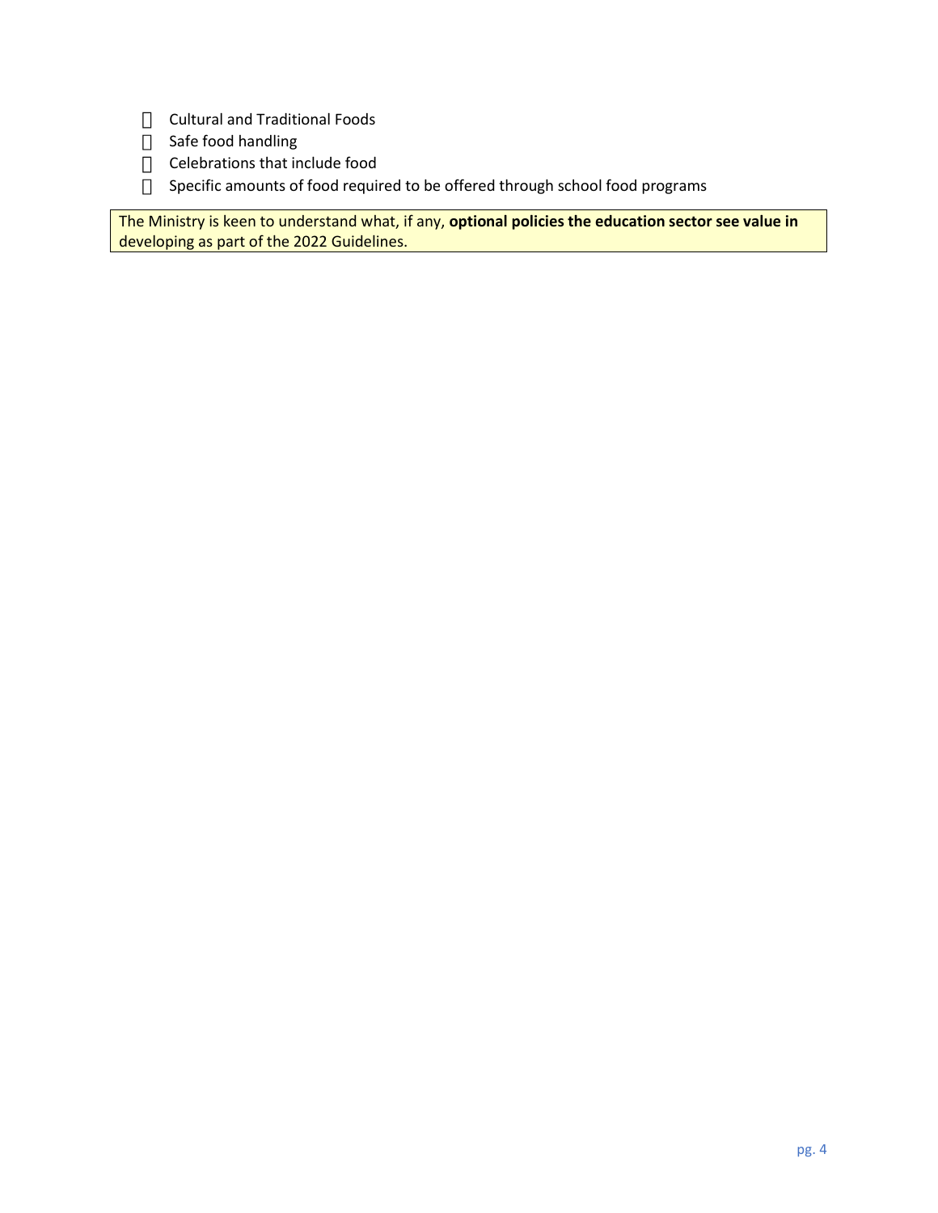- Cultural and Traditional Foods
- Safe food handling
- Celebrations that include food
- Specific amounts of food required to be offered through school food programs

The Ministry is keen to understand what, if any, **optional policies the education sector see value in** developing as part of the 2022 Guidelines.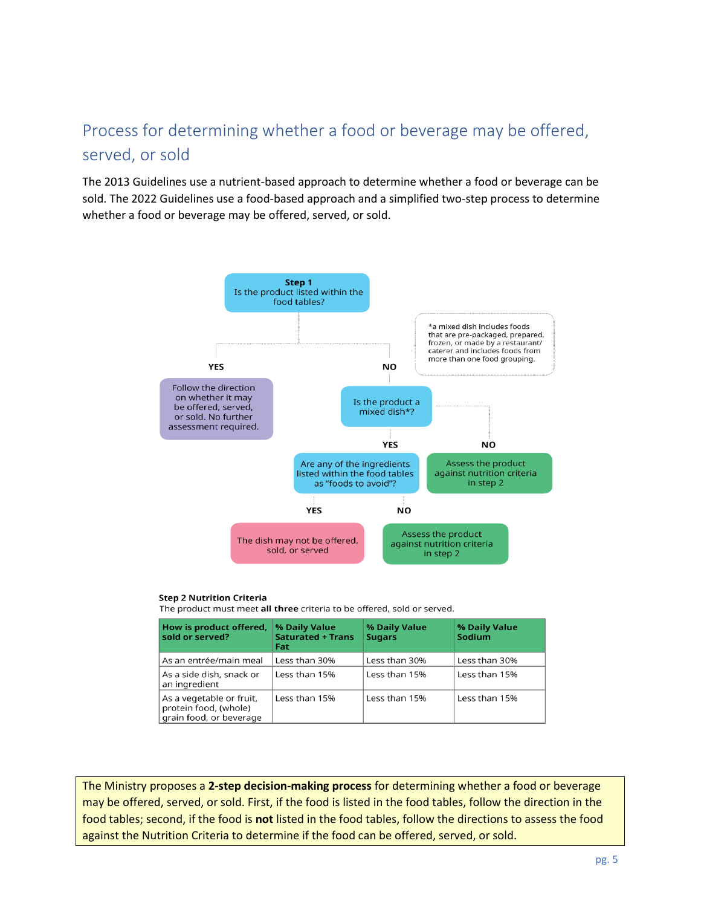## Process for determining whether a food or beverage may be offered, served, or sold

The 2013 Guidelines use a nutrient-based approach to determine whether a food or beverage can be sold. The 2022 Guidelines use a food-based approach and a simplified two-step process to determine whether a food or beverage may be offered, served, or sold.

**Step 1**
Is the product listed within the food tables?

YES

Follow the direction on whether it may be offered, served, or sold. No further assessment required.

NO

Is the product a mixed dish*?

YES

Are any of the ingredients listed within the food tables as "foods to avoid"?

YES

The dish may not be offered, sold, or served

NO

Assess the product against nutrition criteria in step 2

NO

Assess the product against nutrition criteria in step 2

*a mixed dish includes foods that are pre-packaged, prepared, frozen, or made by a restaurant/ caterer and includes foods from more than one food grouping.

**Step 2 Nutrition Criteria**
The product must meet **all three** criteria to be offered, sold or served.

| How is product offered, sold or served? | % Daily Value Saturated + Trans Fat | % Daily Value Sugars | % Daily Value Sodium |
|---|---|---|---|
| As an entrée/main meal | Less than 30% | Less than 30% | Less than 30% |
| As a side dish, snack or an ingredient | Less than 15% | Less than 15% | Less than 15% |
| As a vegetable or fruit, protein food, (whole) grain food, or beverage | Less than 15% | Less than 15% | Less than 15% |

The Ministry proposes a **2-step decision-making process** for determining whether a food or beverage may be offered, served, or sold. First, if the food is listed in the food tables, follow the direction in the food tables; second, if the food is **not** listed in the food tables, follow the directions to assess the food against the Nutrition Criteria to determine if the food can be offered, served, or sold.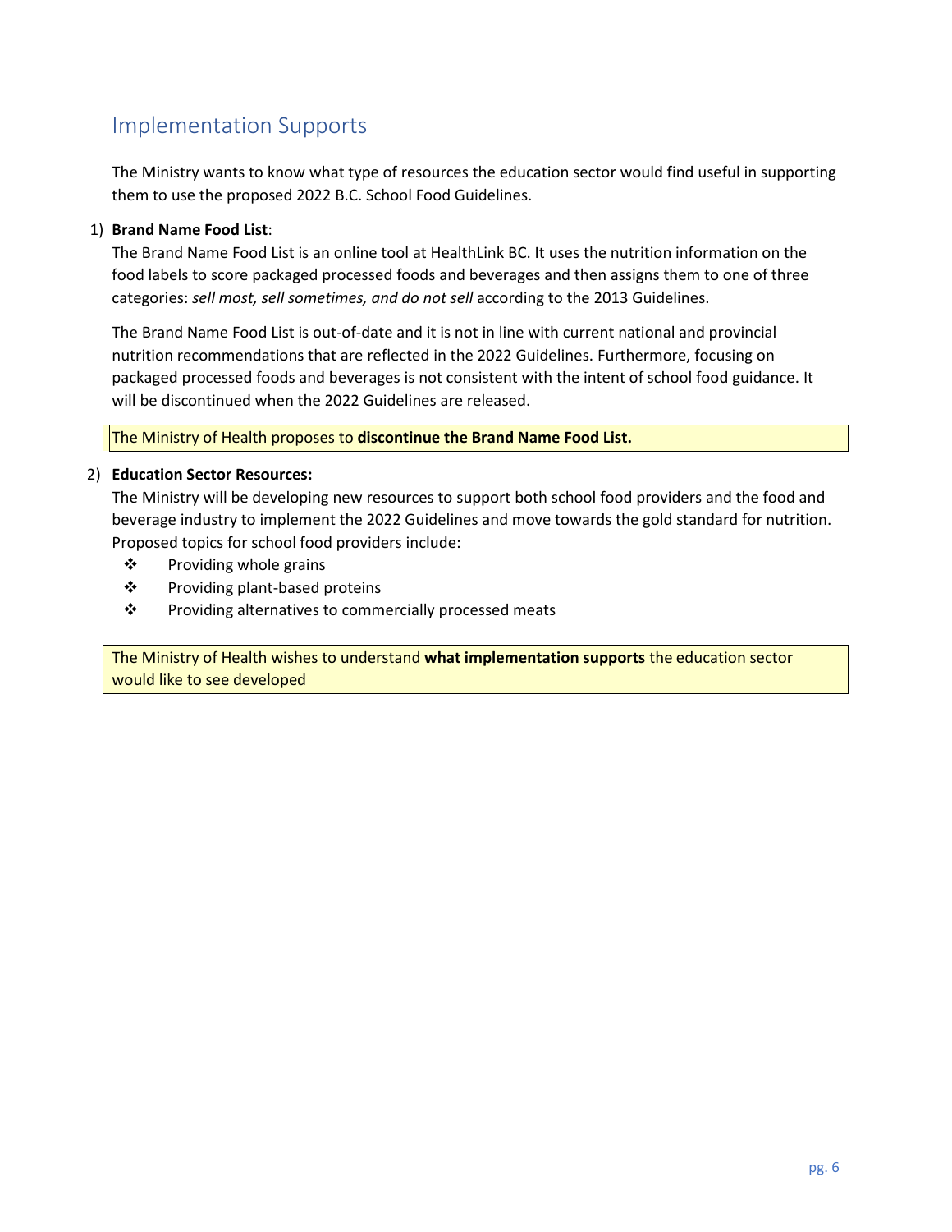## Implementation Supports

The Ministry wants to know what type of resources the education sector would find useful in supporting them to use the proposed 2022 B.C. School Food Guidelines.

1) **Brand Name Food List**:
   The Brand Name Food List is an online tool at HealthLink BC. It uses the nutrition information on the food labels to score packaged processed foods and beverages and then assigns them to one of three categories: *sell most, sell sometimes, and do not sell* according to the 2013 Guidelines.

   The Brand Name Food List is out-of-date and it is not in line with current national and provincial nutrition recommendations that are reflected in the 2022 Guidelines. Furthermore, focusing on packaged processed foods and beverages is not consistent with the intent of school food guidance. It will be discontinued when the 2022 Guidelines are released.

   The Ministry of Health proposes to **discontinue the Brand Name Food List.**

2) **Education Sector Resources:**
   The Ministry will be developing new resources to support both school food providers and the food and beverage industry to implement the 2022 Guidelines and move towards the gold standard for nutrition. Proposed topics for school food providers include:
   - Providing whole grains
   - Providing plant-based proteins
   - Providing alternatives to commercially processed meats

The Ministry of Health wishes to understand **what implementation supports** the education sector would like to see developed